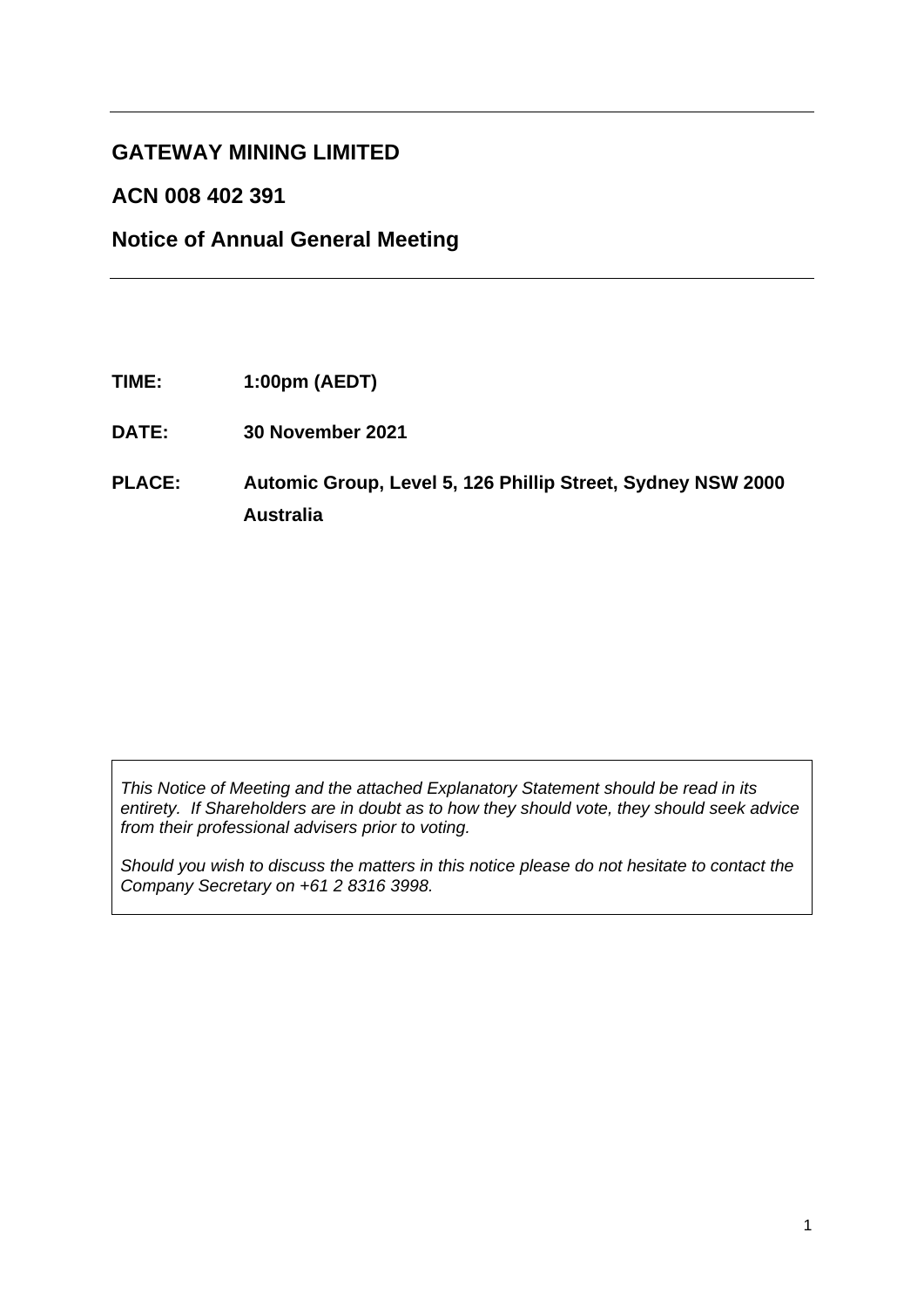# GATEWAY MINING LIMITED

## ACN 008 402 391

## Notice of Annual General Meeting

**TIME:** **1:00pm (AEDT)**

**DATE:** **30 November 2021**

**PLACE:** **Automic Group, Level 5, 126 Phillip Street, Sydney NSW 2000 Australia**

*This Notice of Meeting and the attached Explanatory Statement should be read in its entirety. If Shareholders are in doubt as to how they should vote, they should seek advice from their professional advisers prior to voting.*

*Should you wish to discuss the matters in this notice please do not hesitate to contact the Company Secretary on +61 2 8316 3998.*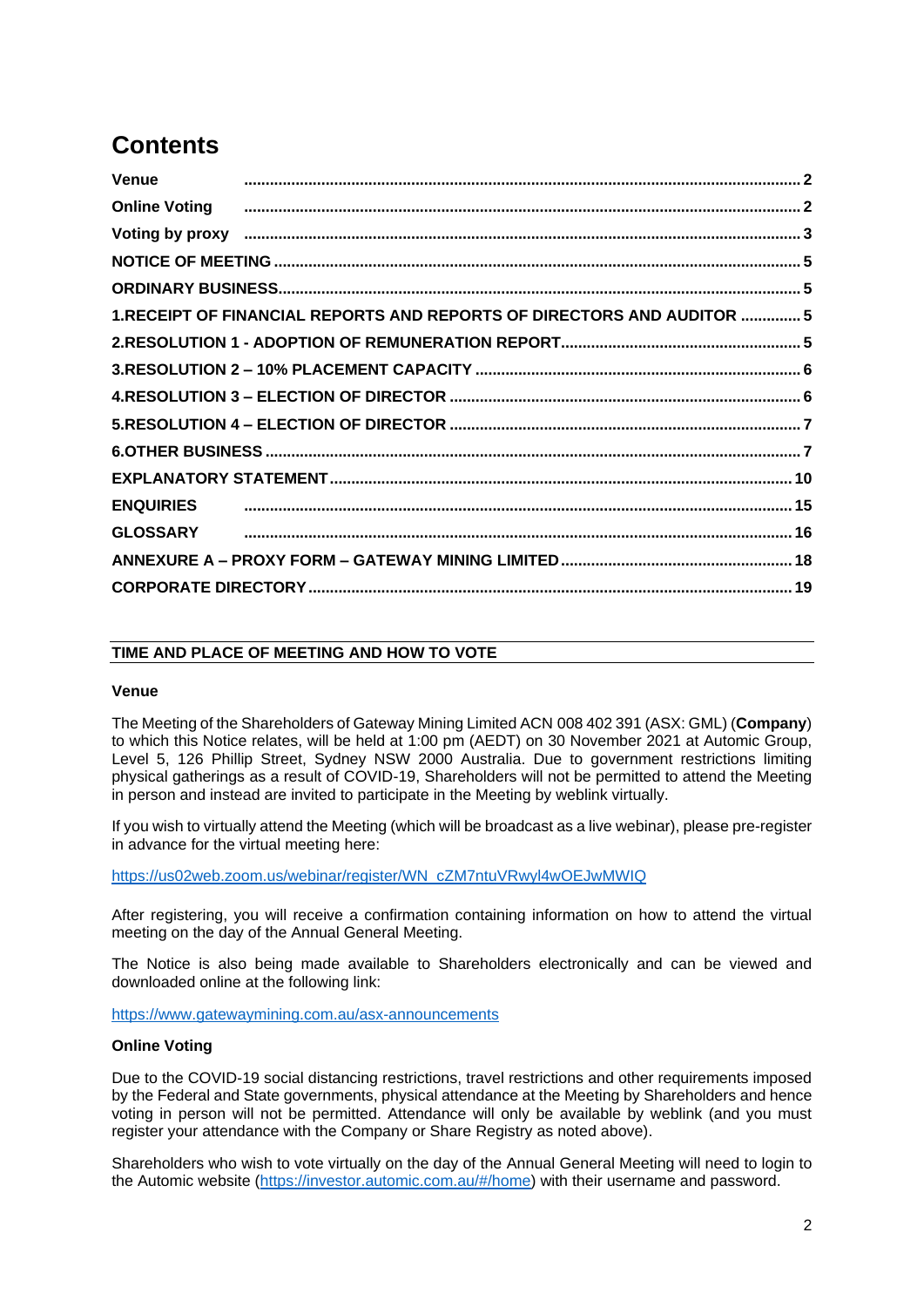# Contents

| | |
|---|---|
| **Venue** | **2** |
| **Online Voting** | **2** |
| **Voting by proxy** | **3** |
| **NOTICE OF MEETING** | **5** |
| **ORDINARY BUSINESS** | **5** |
| **1.RECEIPT OF FINANCIAL REPORTS AND REPORTS OF DIRECTORS AND AUDITOR** | **5** |
| **2.RESOLUTION 1 - ADOPTION OF REMUNERATION REPORT** | **5** |
| **3.RESOLUTION 2 – 10% PLACEMENT CAPACITY** | **6** |
| **4.RESOLUTION 3 – ELECTION OF DIRECTOR** | **6** |
| **5.RESOLUTION 4 – ELECTION OF DIRECTOR** | **7** |
| **6.OTHER BUSINESS** | **7** |
| **EXPLANATORY STATEMENT** | **10** |
| **ENQUIRIES** | **15** |
| **GLOSSARY** | **16** |
| **ANNEXURE A – PROXY FORM – GATEWAY MINING LIMITED** | **18** |
| **CORPORATE DIRECTORY** | **19** |

## TIME AND PLACE OF MEETING AND HOW TO VOTE

### Venue

The Meeting of the Shareholders of Gateway Mining Limited ACN 008 402 391 (ASX: GML) (**Company**) to which this Notice relates, will be held at 1:00 pm (AEDT) on 30 November 2021 at Automic Group, Level 5, 126 Phillip Street, Sydney NSW 2000 Australia. Due to government restrictions limiting physical gatherings as a result of COVID-19, Shareholders will not be permitted to attend the Meeting in person and instead are invited to participate in the Meeting by weblink virtually.

If you wish to virtually attend the Meeting (which will be broadcast as a live webinar), please pre-register in advance for the virtual meeting here:

https://us02web.zoom.us/webinar/register/WN_cZM7ntuVRwyl4wOEJwMWIQ

After registering, you will receive a confirmation containing information on how to attend the virtual meeting on the day of the Annual General Meeting.

The Notice is also being made available to Shareholders electronically and can be viewed and downloaded online at the following link:

https://www.gatewaymining.com.au/asx-announcements

### Online Voting

Due to the COVID-19 social distancing restrictions, travel restrictions and other requirements imposed by the Federal and State governments, physical attendance at the Meeting by Shareholders and hence voting in person will not be permitted. Attendance will only be available by weblink (and you must register your attendance with the Company or Share Registry as noted above).

Shareholders who wish to vote virtually on the day of the Annual General Meeting will need to login to the Automic website (https://investor.automic.com.au/#/home) with their username and password.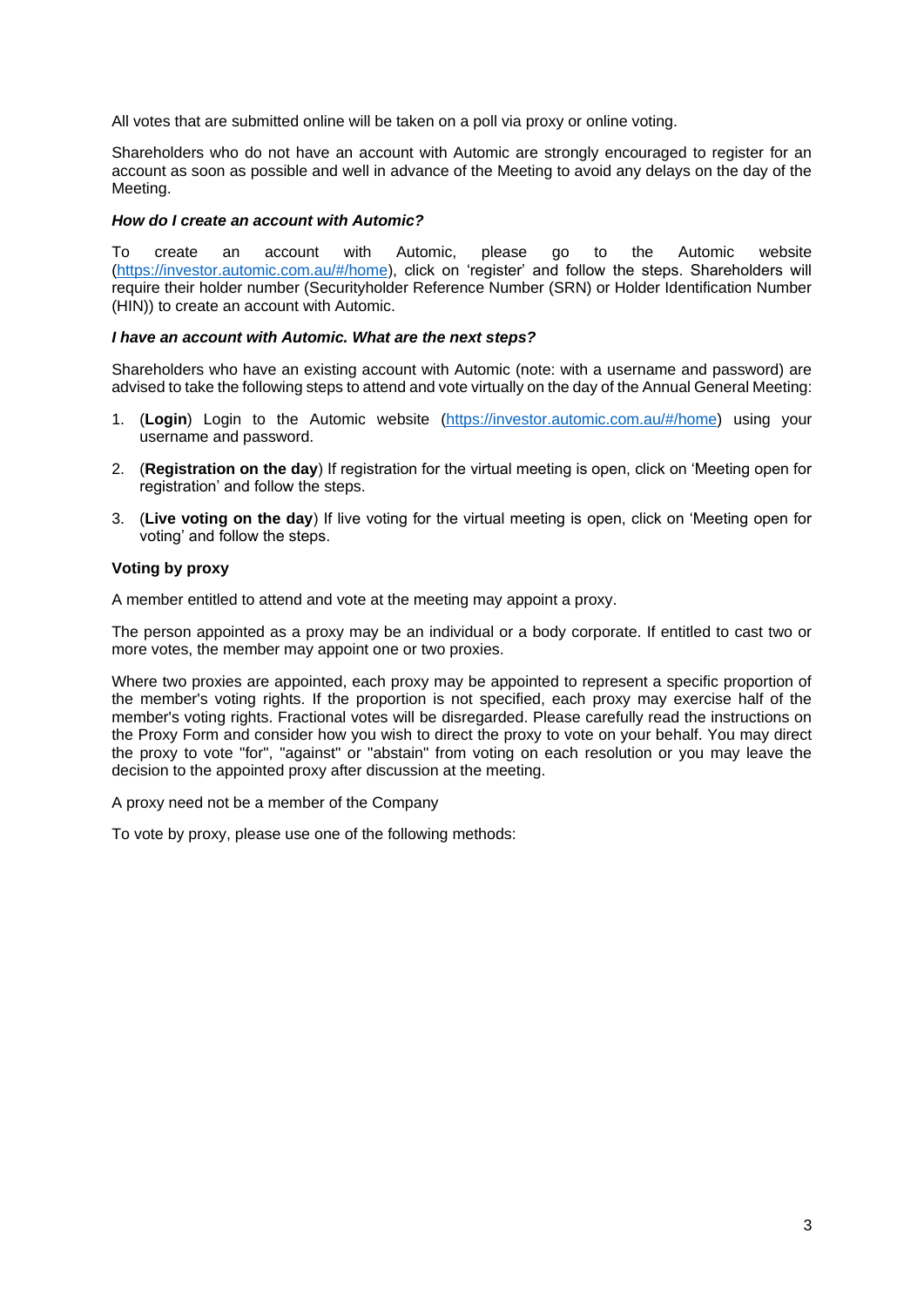All votes that are submitted online will be taken on a poll via proxy or online voting.

Shareholders who do not have an account with Automic are strongly encouraged to register for an account as soon as possible and well in advance of the Meeting to avoid any delays on the day of the Meeting.

***How do I create an account with Automic?***

To create an account with Automic, please go to the Automic website (https://investor.automic.com.au/#/home), click on 'register' and follow the steps. Shareholders will require their holder number (Securityholder Reference Number (SRN) or Holder Identification Number (HIN)) to create an account with Automic.

***I have an account with Automic. What are the next steps?***

Shareholders who have an existing account with Automic (note: with a username and password) are advised to take the following steps to attend and vote virtually on the day of the Annual General Meeting:

1. (**Login**) Login to the Automic website (https://investor.automic.com.au/#/home) using your username and password.
2. (**Registration on the day**) If registration for the virtual meeting is open, click on 'Meeting open for registration' and follow the steps.
3. (**Live voting on the day**) If live voting for the virtual meeting is open, click on 'Meeting open for voting' and follow the steps.

**Voting by proxy**

A member entitled to attend and vote at the meeting may appoint a proxy.

The person appointed as a proxy may be an individual or a body corporate. If entitled to cast two or more votes, the member may appoint one or two proxies.

Where two proxies are appointed, each proxy may be appointed to represent a specific proportion of the member's voting rights. If the proportion is not specified, each proxy may exercise half of the member's voting rights. Fractional votes will be disregarded. Please carefully read the instructions on the Proxy Form and consider how you wish to direct the proxy to vote on your behalf. You may direct the proxy to vote "for", "against" or "abstain" from voting on each resolution or you may leave the decision to the appointed proxy after discussion at the meeting.

A proxy need not be a member of the Company

To vote by proxy, please use one of the following methods: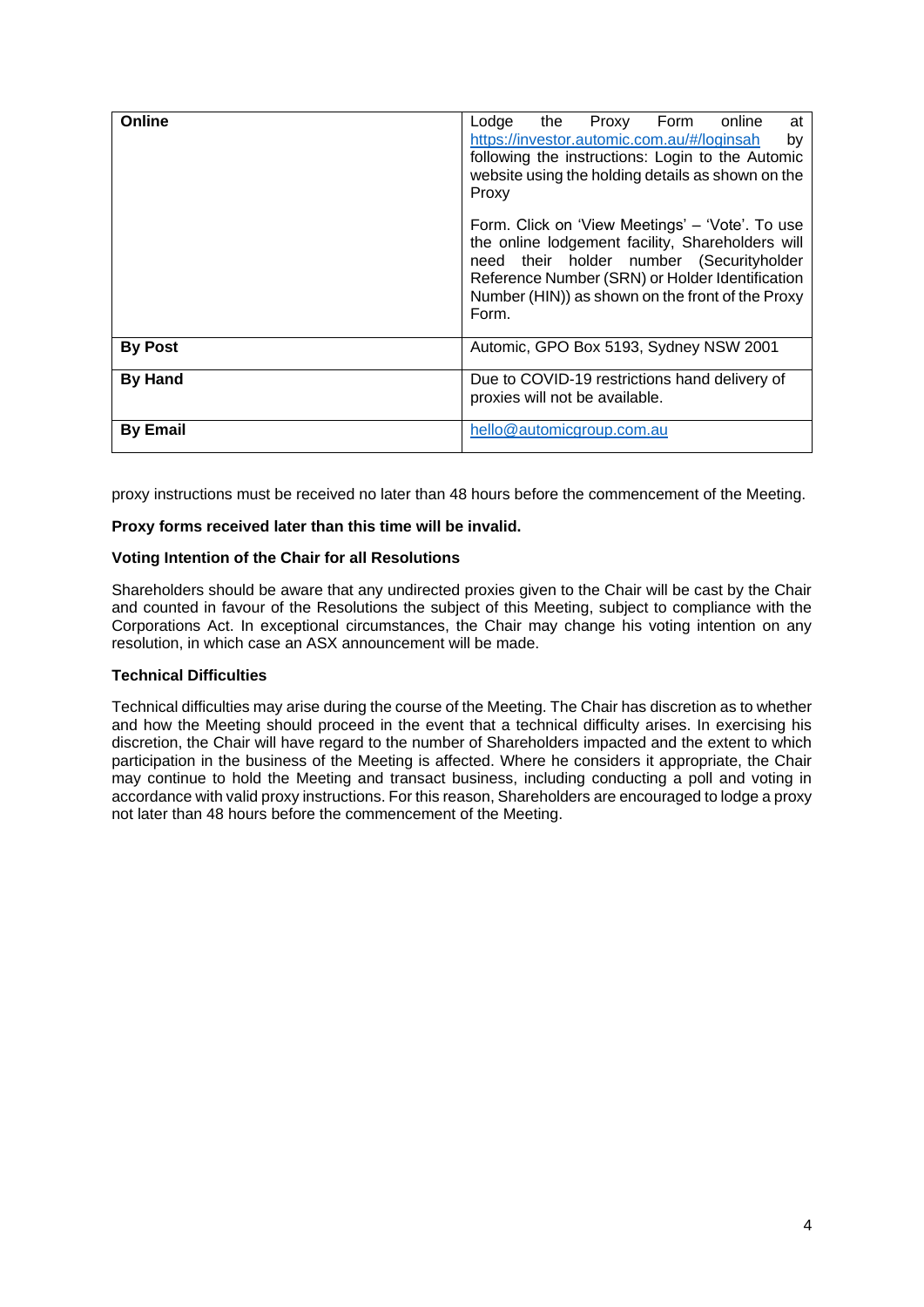| | |
|---|---|
| **Online** | Lodge the Proxy Form online at https://investor.automic.com.au/#/loginsah by following the instructions: Login to the Automic website using the holding details as shown on the Proxy Form. Click on 'View Meetings' – 'Vote'. To use the online lodgement facility, Shareholders will need their holder number (Securityholder Reference Number (SRN) or Holder Identification Number (HIN)) as shown on the front of the Proxy Form. |
| **By Post** | Automic, GPO Box 5193, Sydney NSW 2001 |
| **By Hand** | Due to COVID-19 restrictions hand delivery of proxies will not be available. |
| **By Email** | hello@automicgroup.com.au |

proxy instructions must be received no later than 48 hours before the commencement of the Meeting.

**Proxy forms received later than this time will be invalid.**

**Voting Intention of the Chair for all Resolutions**

Shareholders should be aware that any undirected proxies given to the Chair will be cast by the Chair and counted in favour of the Resolutions the subject of this Meeting, subject to compliance with the Corporations Act. In exceptional circumstances, the Chair may change his voting intention on any resolution, in which case an ASX announcement will be made.

**Technical Difficulties**

Technical difficulties may arise during the course of the Meeting. The Chair has discretion as to whether and how the Meeting should proceed in the event that a technical difficulty arises. In exercising his discretion, the Chair will have regard to the number of Shareholders impacted and the extent to which participation in the business of the Meeting is affected. Where he considers it appropriate, the Chair may continue to hold the Meeting and transact business, including conducting a poll and voting in accordance with valid proxy instructions. For this reason, Shareholders are encouraged to lodge a proxy not later than 48 hours before the commencement of the Meeting.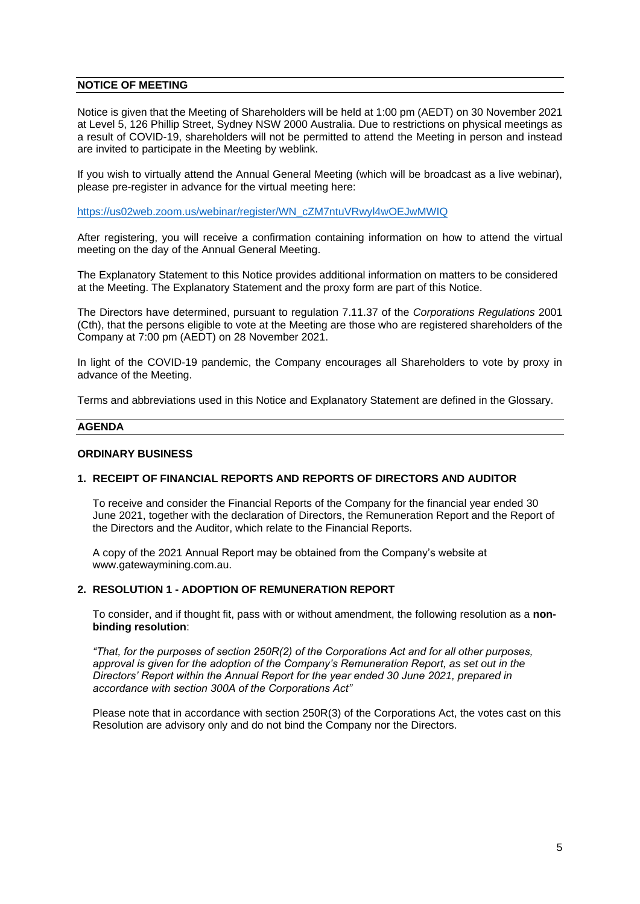## NOTICE OF MEETING

Notice is given that the Meeting of Shareholders will be held at 1:00 pm (AEDT) on 30 November 2021 at Level 5, 126 Phillip Street, Sydney NSW 2000 Australia. Due to restrictions on physical meetings as a result of COVID-19, shareholders will not be permitted to attend the Meeting in person and instead are invited to participate in the Meeting by weblink.

If you wish to virtually attend the Annual General Meeting (which will be broadcast as a live webinar), please pre-register in advance for the virtual meeting here:

https://us02web.zoom.us/webinar/register/WN_cZM7ntuVRwyl4wOEJwMWIQ

After registering, you will receive a confirmation containing information on how to attend the virtual meeting on the day of the Annual General Meeting.

The Explanatory Statement to this Notice provides additional information on matters to be considered at the Meeting. The Explanatory Statement and the proxy form are part of this Notice.

The Directors have determined, pursuant to regulation 7.11.37 of the *Corporations Regulations* 2001 (Cth), that the persons eligible to vote at the Meeting are those who are registered shareholders of the Company at 7:00 pm (AEDT) on 28 November 2021.

In light of the COVID-19 pandemic, the Company encourages all Shareholders to vote by proxy in advance of the Meeting.

Terms and abbreviations used in this Notice and Explanatory Statement are defined in the Glossary.

## AGENDA

### ORDINARY BUSINESS

### 1. RECEIPT OF FINANCIAL REPORTS AND REPORTS OF DIRECTORS AND AUDITOR

To receive and consider the Financial Reports of the Company for the financial year ended 30 June 2021, together with the declaration of Directors, the Remuneration Report and the Report of the Directors and the Auditor, which relate to the Financial Reports.

A copy of the 2021 Annual Report may be obtained from the Company's website at www.gatewaymining.com.au.

### 2. RESOLUTION 1 - ADOPTION OF REMUNERATION REPORT

To consider, and if thought fit, pass with or without amendment, the following resolution as a **non-binding resolution**:

*"That, for the purposes of section 250R(2) of the Corporations Act and for all other purposes, approval is given for the adoption of the Company's Remuneration Report, as set out in the Directors' Report within the Annual Report for the year ended 30 June 2021, prepared in accordance with section 300A of the Corporations Act"*

Please note that in accordance with section 250R(3) of the Corporations Act, the votes cast on this Resolution are advisory only and do not bind the Company nor the Directors.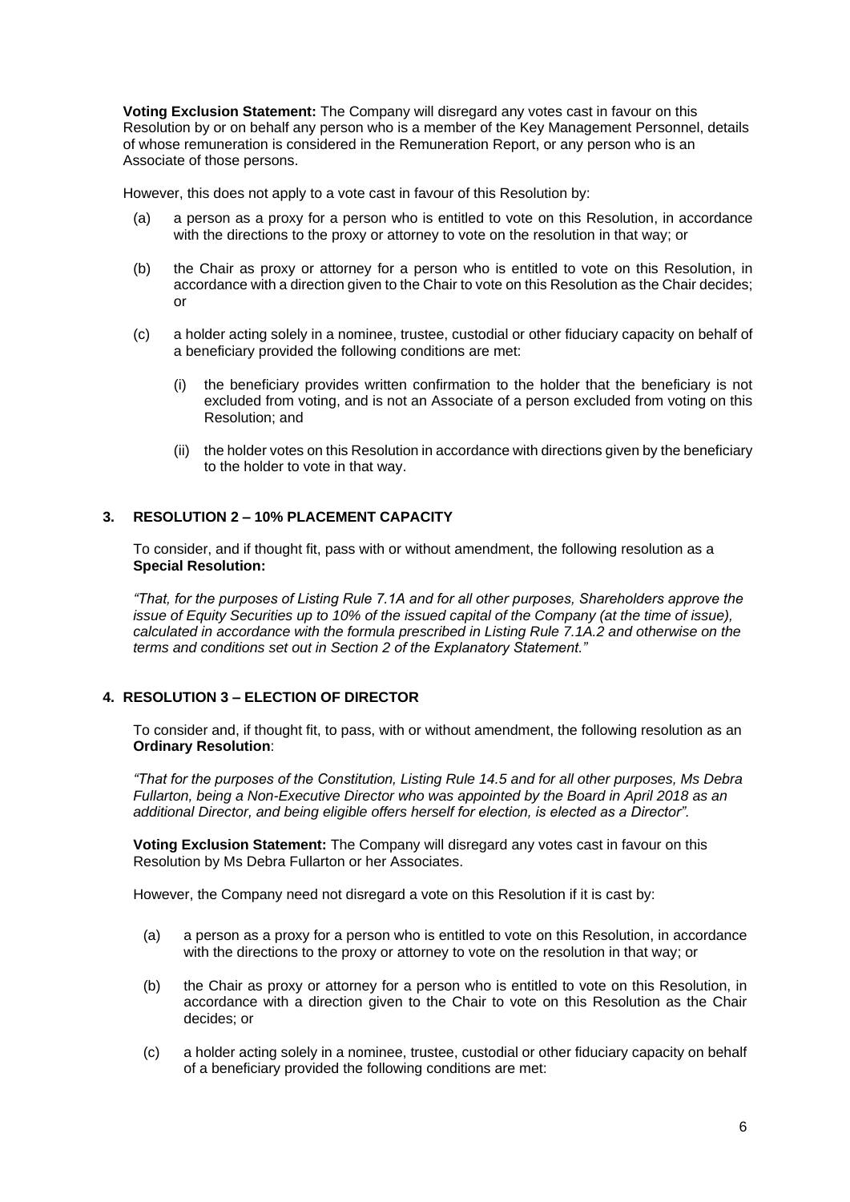**Voting Exclusion Statement:** The Company will disregard any votes cast in favour on this Resolution by or on behalf any person who is a member of the Key Management Personnel, details of whose remuneration is considered in the Remuneration Report, or any person who is an Associate of those persons.

However, this does not apply to a vote cast in favour of this Resolution by:

(a) a person as a proxy for a person who is entitled to vote on this Resolution, in accordance with the directions to the proxy or attorney to vote on the resolution in that way; or

(b) the Chair as proxy or attorney for a person who is entitled to vote on this Resolution, in accordance with a direction given to the Chair to vote on this Resolution as the Chair decides; or

(c) a holder acting solely in a nominee, trustee, custodial or other fiduciary capacity on behalf of a beneficiary provided the following conditions are met:

   (i) the beneficiary provides written confirmation to the holder that the beneficiary is not excluded from voting, and is not an Associate of a person excluded from voting on this Resolution; and

   (ii) the holder votes on this Resolution in accordance with directions given by the beneficiary to the holder to vote in that way.

## 3. RESOLUTION 2 – 10% PLACEMENT CAPACITY

To consider, and if thought fit, pass with or without amendment, the following resolution as a **Special Resolution:**

*"That, for the purposes of Listing Rule 7.1A and for all other purposes, Shareholders approve the issue of Equity Securities up to 10% of the issued capital of the Company (at the time of issue), calculated in accordance with the formula prescribed in Listing Rule 7.1A.2 and otherwise on the terms and conditions set out in Section 2 of the Explanatory Statement."*

## 4. RESOLUTION 3 – ELECTION OF DIRECTOR

To consider and, if thought fit, to pass, with or without amendment, the following resolution as an **Ordinary Resolution**:

*"That for the purposes of the Constitution, Listing Rule 14.5 and for all other purposes, Ms Debra Fullarton, being a Non-Executive Director who was appointed by the Board in April 2018 as an additional Director, and being eligible offers herself for election, is elected as a Director".*

**Voting Exclusion Statement:** The Company will disregard any votes cast in favour on this Resolution by Ms Debra Fullarton or her Associates.

However, the Company need not disregard a vote on this Resolution if it is cast by:

(a) a person as a proxy for a person who is entitled to vote on this Resolution, in accordance with the directions to the proxy or attorney to vote on the resolution in that way; or

(b) the Chair as proxy or attorney for a person who is entitled to vote on this Resolution, in accordance with a direction given to the Chair to vote on this Resolution as the Chair decides; or

(c) a holder acting solely in a nominee, trustee, custodial or other fiduciary capacity on behalf of a beneficiary provided the following conditions are met: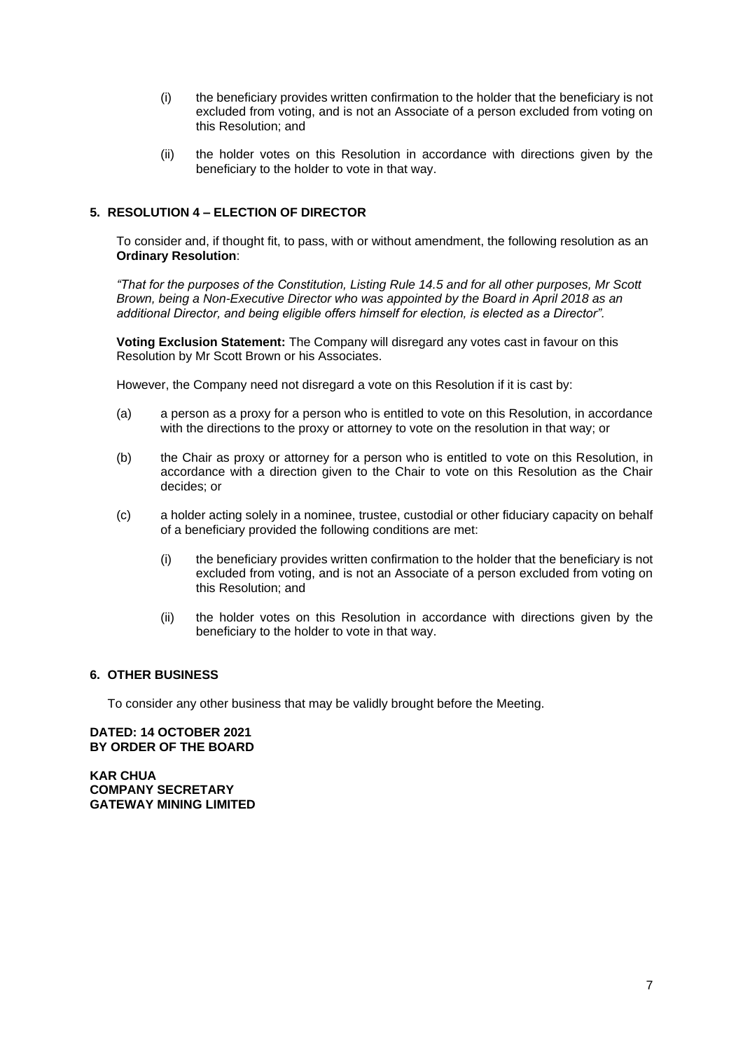(i) the beneficiary provides written confirmation to the holder that the beneficiary is not excluded from voting, and is not an Associate of a person excluded from voting on this Resolution; and

(ii) the holder votes on this Resolution in accordance with directions given by the beneficiary to the holder to vote in that way.

## 5. RESOLUTION 4 – ELECTION OF DIRECTOR

To consider and, if thought fit, to pass, with or without amendment, the following resolution as an **Ordinary Resolution**:

*"That for the purposes of the Constitution, Listing Rule 14.5 and for all other purposes, Mr Scott Brown, being a Non-Executive Director who was appointed by the Board in April 2018 as an additional Director, and being eligible offers himself for election, is elected as a Director".*

**Voting Exclusion Statement:** The Company will disregard any votes cast in favour on this Resolution by Mr Scott Brown or his Associates.

However, the Company need not disregard a vote on this Resolution if it is cast by:

(a) a person as a proxy for a person who is entitled to vote on this Resolution, in accordance with the directions to the proxy or attorney to vote on the resolution in that way; or

(b) the Chair as proxy or attorney for a person who is entitled to vote on this Resolution, in accordance with a direction given to the Chair to vote on this Resolution as the Chair decides; or

(c) a holder acting solely in a nominee, trustee, custodial or other fiduciary capacity on behalf of a beneficiary provided the following conditions are met:

(i) the beneficiary provides written confirmation to the holder that the beneficiary is not excluded from voting, and is not an Associate of a person excluded from voting on this Resolution; and

(ii) the holder votes on this Resolution in accordance with directions given by the beneficiary to the holder to vote in that way.

## 6. OTHER BUSINESS

To consider any other business that may be validly brought before the Meeting.

**DATED: 14 OCTOBER 2021**
**BY ORDER OF THE BOARD**

**KAR CHUA**
**COMPANY SECRETARY**
**GATEWAY MINING LIMITED**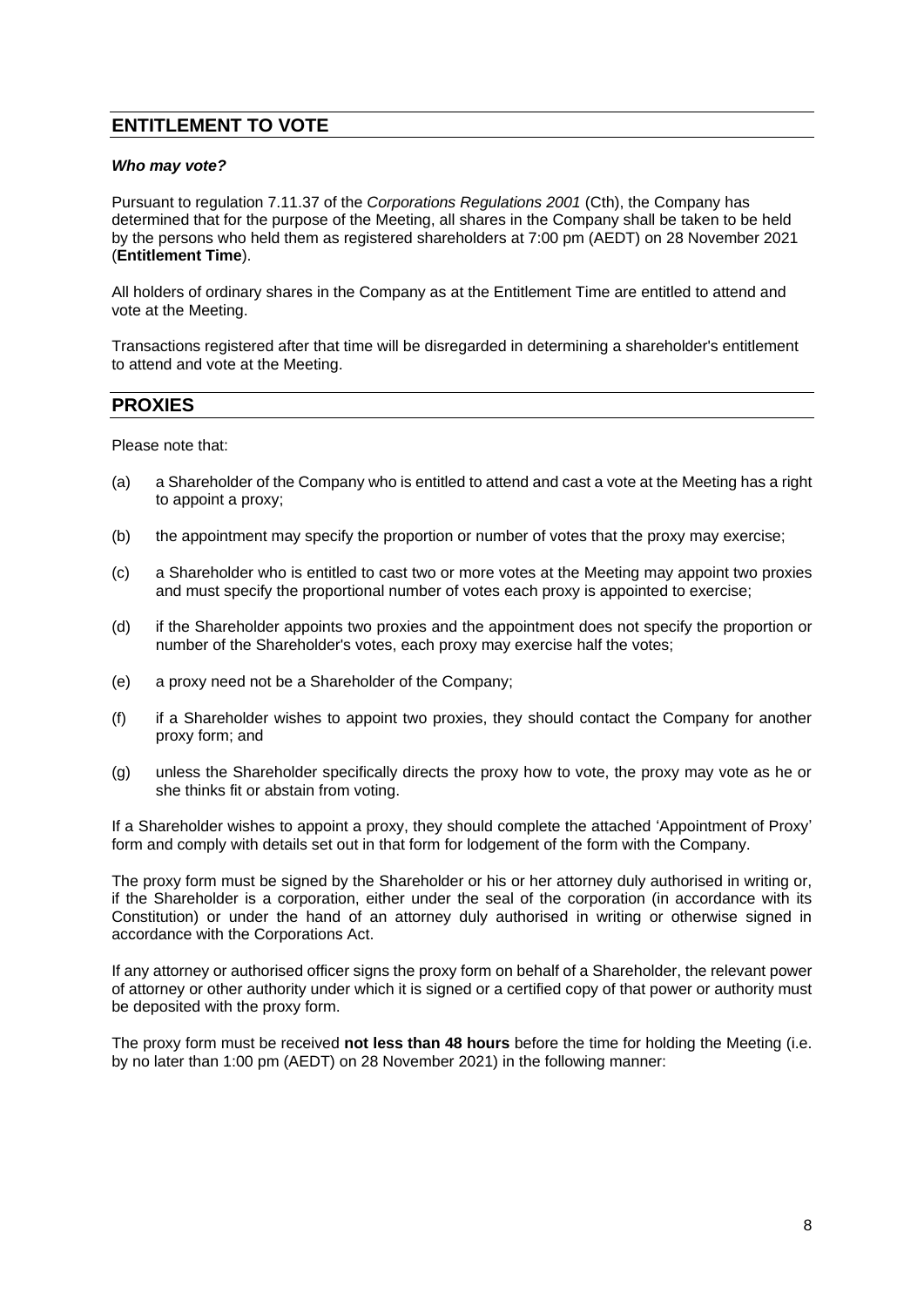## ENTITLEMENT TO VOTE

***Who may vote?***

Pursuant to regulation 7.11.37 of the *Corporations Regulations 2001* (Cth), the Company has determined that for the purpose of the Meeting, all shares in the Company shall be taken to be held by the persons who held them as registered shareholders at 7:00 pm (AEDT) on 28 November 2021 (**Entitlement Time**).

All holders of ordinary shares in the Company as at the Entitlement Time are entitled to attend and vote at the Meeting.

Transactions registered after that time will be disregarded in determining a shareholder's entitlement to attend and vote at the Meeting.

## PROXIES

Please note that:

(a) a Shareholder of the Company who is entitled to attend and cast a vote at the Meeting has a right to appoint a proxy;

(b) the appointment may specify the proportion or number of votes that the proxy may exercise;

(c) a Shareholder who is entitled to cast two or more votes at the Meeting may appoint two proxies and must specify the proportional number of votes each proxy is appointed to exercise;

(d) if the Shareholder appoints two proxies and the appointment does not specify the proportion or number of the Shareholder's votes, each proxy may exercise half the votes;

(e) a proxy need not be a Shareholder of the Company;

(f) if a Shareholder wishes to appoint two proxies, they should contact the Company for another proxy form; and

(g) unless the Shareholder specifically directs the proxy how to vote, the proxy may vote as he or she thinks fit or abstain from voting.

If a Shareholder wishes to appoint a proxy, they should complete the attached 'Appointment of Proxy' form and comply with details set out in that form for lodgement of the form with the Company.

The proxy form must be signed by the Shareholder or his or her attorney duly authorised in writing or, if the Shareholder is a corporation, either under the seal of the corporation (in accordance with its Constitution) or under the hand of an attorney duly authorised in writing or otherwise signed in accordance with the Corporations Act.

If any attorney or authorised officer signs the proxy form on behalf of a Shareholder, the relevant power of attorney or other authority under which it is signed or a certified copy of that power or authority must be deposited with the proxy form.

The proxy form must be received **not less than 48 hours** before the time for holding the Meeting (i.e. by no later than 1:00 pm (AEDT) on 28 November 2021) in the following manner: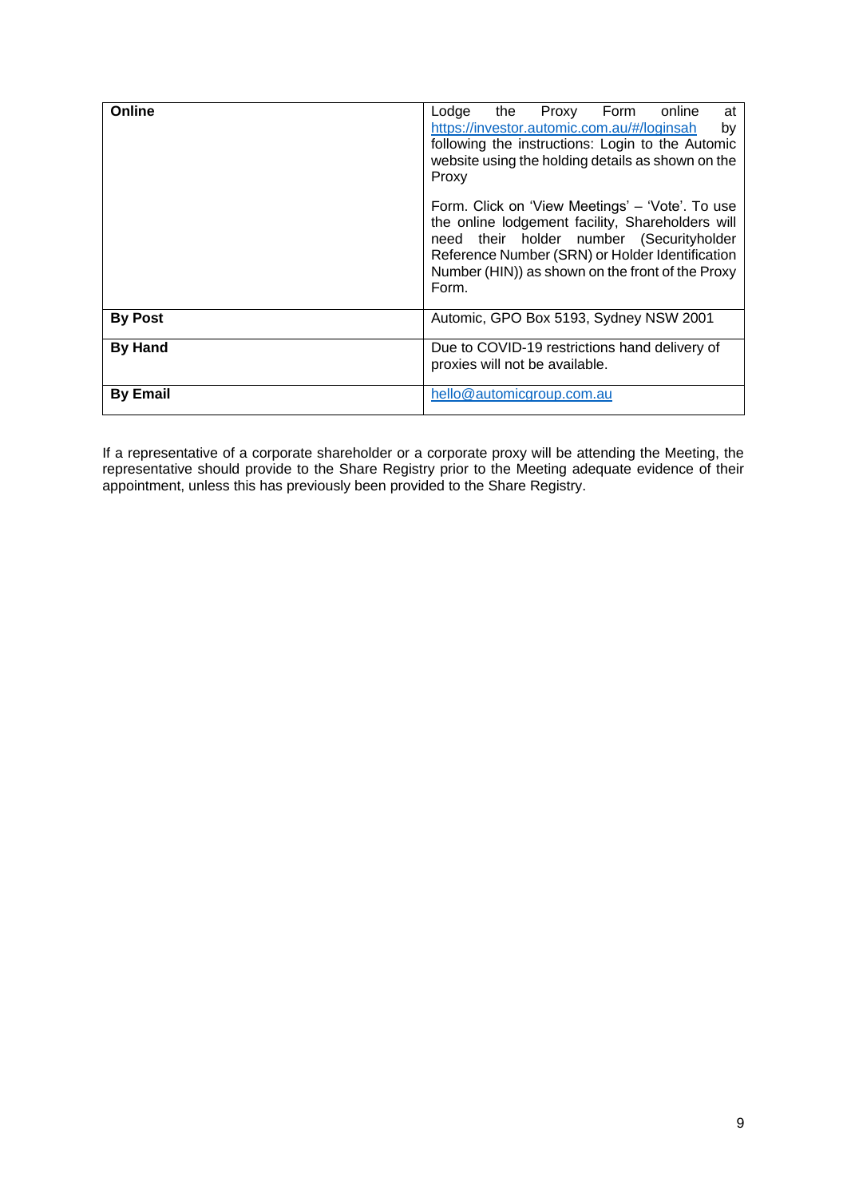| | |
|---|---|
| **Online** | Lodge the Proxy Form online at https://investor.automic.com.au/#/loginsah by following the instructions: Login to the Automic website using the holding details as shown on the Proxy<br><br>Form. Click on 'View Meetings' – 'Vote'. To use the online lodgement facility, Shareholders will need their holder number (Securityholder Reference Number (SRN) or Holder Identification Number (HIN)) as shown on the front of the Proxy Form. |
| **By Post** | Automic, GPO Box 5193, Sydney NSW 2001 |
| **By Hand** | Due to COVID-19 restrictions hand delivery of proxies will not be available. |
| **By Email** | hello@automicgroup.com.au |

If a representative of a corporate shareholder or a corporate proxy will be attending the Meeting, the representative should provide to the Share Registry prior to the Meeting adequate evidence of their appointment, unless this has previously been provided to the Share Registry.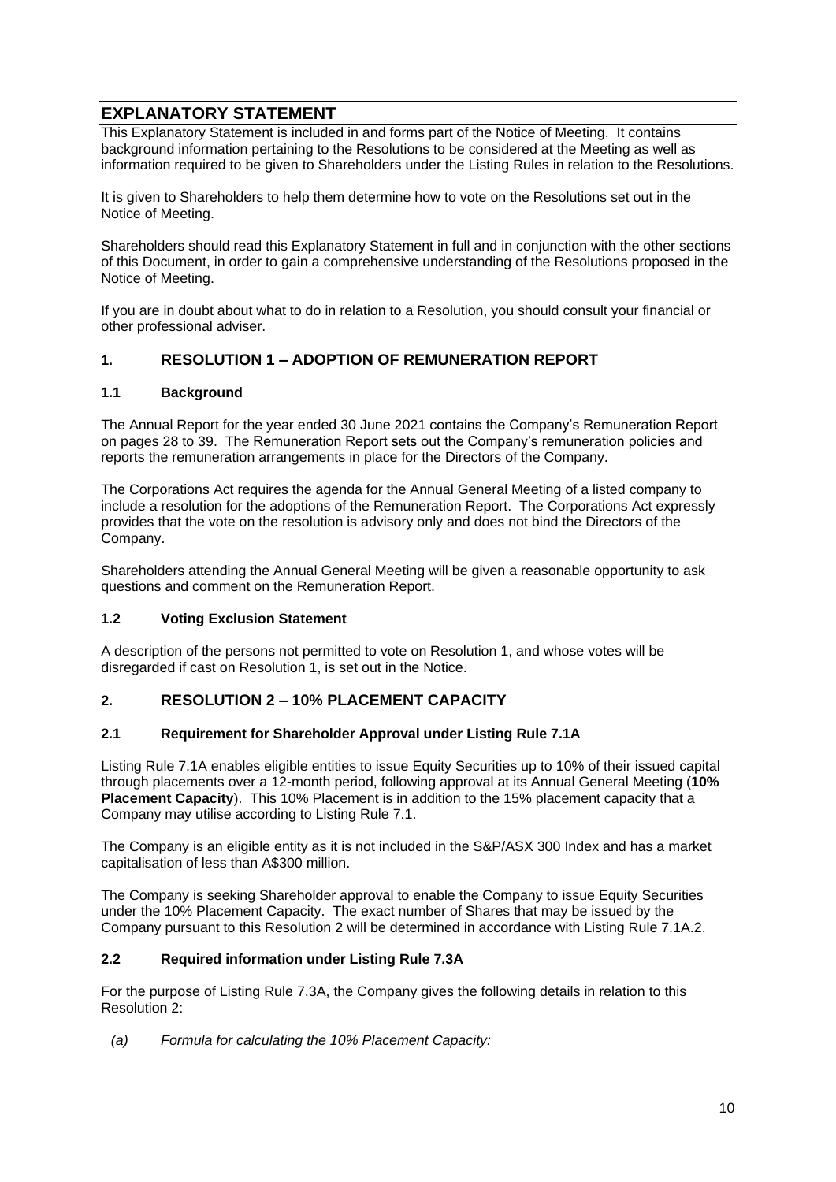# EXPLANATORY STATEMENT

This Explanatory Statement is included in and forms part of the Notice of Meeting. It contains background information pertaining to the Resolutions to be considered at the Meeting as well as information required to be given to Shareholders under the Listing Rules in relation to the Resolutions.

It is given to Shareholders to help them determine how to vote on the Resolutions set out in the Notice of Meeting.

Shareholders should read this Explanatory Statement in full and in conjunction with the other sections of this Document, in order to gain a comprehensive understanding of the Resolutions proposed in the Notice of Meeting.

If you are in doubt about what to do in relation to a Resolution, you should consult your financial or other professional adviser.

## 1. RESOLUTION 1 – ADOPTION OF REMUNERATION REPORT

### 1.1 Background

The Annual Report for the year ended 30 June 2021 contains the Company's Remuneration Report on pages 28 to 39. The Remuneration Report sets out the Company's remuneration policies and reports the remuneration arrangements in place for the Directors of the Company.

The Corporations Act requires the agenda for the Annual General Meeting of a listed company to include a resolution for the adoptions of the Remuneration Report. The Corporations Act expressly provides that the vote on the resolution is advisory only and does not bind the Directors of the Company.

Shareholders attending the Annual General Meeting will be given a reasonable opportunity to ask questions and comment on the Remuneration Report.

### 1.2 Voting Exclusion Statement

A description of the persons not permitted to vote on Resolution 1, and whose votes will be disregarded if cast on Resolution 1, is set out in the Notice.

## 2. RESOLUTION 2 – 10% PLACEMENT CAPACITY

### 2.1 Requirement for Shareholder Approval under Listing Rule 7.1A

Listing Rule 7.1A enables eligible entities to issue Equity Securities up to 10% of their issued capital through placements over a 12-month period, following approval at its Annual General Meeting (**10% Placement Capacity**). This 10% Placement is in addition to the 15% placement capacity that a Company may utilise according to Listing Rule 7.1.

The Company is an eligible entity as it is not included in the S&P/ASX 300 Index and has a market capitalisation of less than A$300 million.

The Company is seeking Shareholder approval to enable the Company to issue Equity Securities under the 10% Placement Capacity. The exact number of Shares that may be issued by the Company pursuant to this Resolution 2 will be determined in accordance with Listing Rule 7.1A.2.

### 2.2 Required information under Listing Rule 7.3A

For the purpose of Listing Rule 7.3A, the Company gives the following details in relation to this Resolution 2:

(a) *Formula for calculating the 10% Placement Capacity:*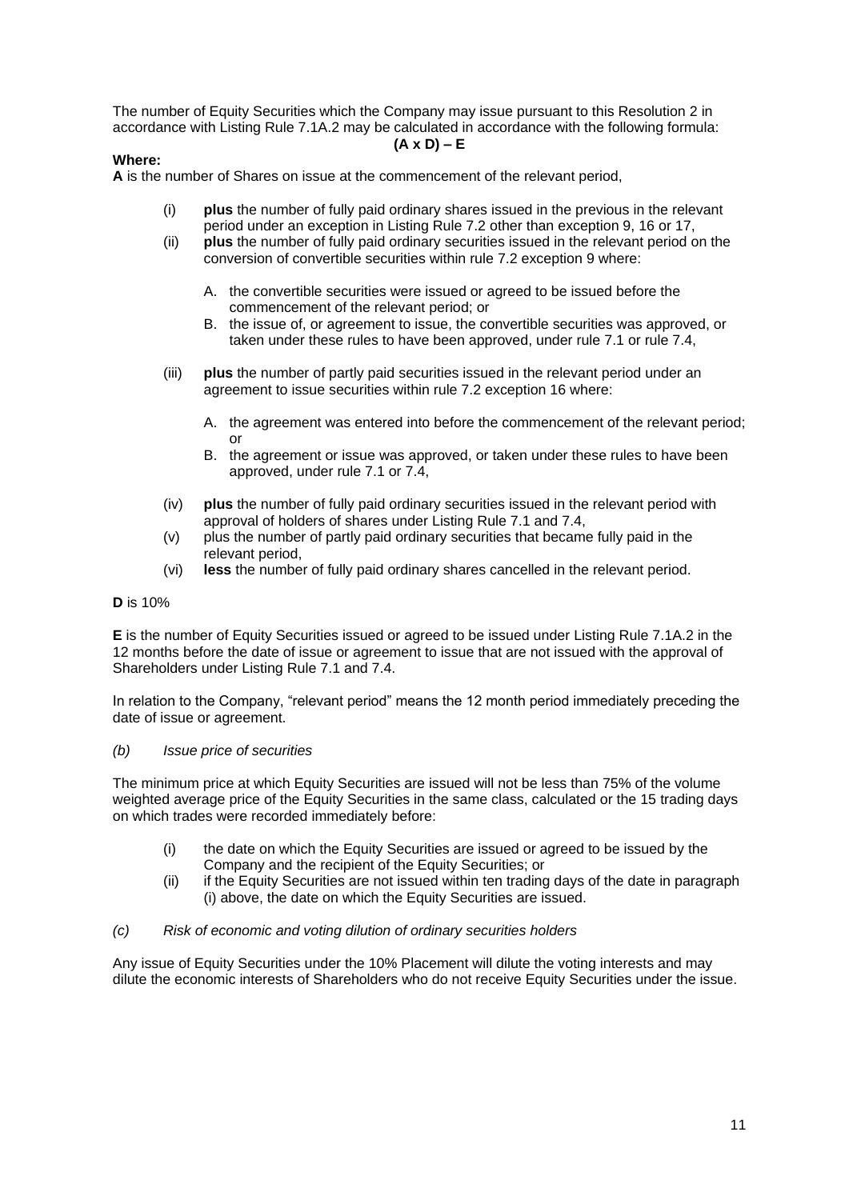The number of Equity Securities which the Company may issue pursuant to this Resolution 2 in accordance with Listing Rule 7.1A.2 may be calculated in accordance with the following formula:

**(A x D) – E**

**Where:**

**A** is the number of Shares on issue at the commencement of the relevant period,

(i) **plus** the number of fully paid ordinary shares issued in the previous in the relevant period under an exception in Listing Rule 7.2 other than exception 9, 16 or 17,

(ii) **plus** the number of fully paid ordinary securities issued in the relevant period on the conversion of convertible securities within rule 7.2 exception 9 where:

   A. the convertible securities were issued or agreed to be issued before the commencement of the relevant period; or
   B. the issue of, or agreement to issue, the convertible securities was approved, or taken under these rules to have been approved, under rule 7.1 or rule 7.4,

(iii) **plus** the number of partly paid securities issued in the relevant period under an agreement to issue securities within rule 7.2 exception 16 where:

   A. the agreement was entered into before the commencement of the relevant period; or
   B. the agreement or issue was approved, or taken under these rules to have been approved, under rule 7.1 or 7.4,

(iv) **plus** the number of fully paid ordinary securities issued in the relevant period with approval of holders of shares under Listing Rule 7.1 and 7.4,

(v) plus the number of partly paid ordinary securities that became fully paid in the relevant period,

(vi) **less** the number of fully paid ordinary shares cancelled in the relevant period.

**D** is 10%

**E** is the number of Equity Securities issued or agreed to be issued under Listing Rule 7.1A.2 in the 12 months before the date of issue or agreement to issue that are not issued with the approval of Shareholders under Listing Rule 7.1 and 7.4.

In relation to the Company, "relevant period" means the 12 month period immediately preceding the date of issue or agreement.

*(b) Issue price of securities*

The minimum price at which Equity Securities are issued will not be less than 75% of the volume weighted average price of the Equity Securities in the same class, calculated or the 15 trading days on which trades were recorded immediately before:

(i) the date on which the Equity Securities are issued or agreed to be issued by the Company and the recipient of the Equity Securities; or

(ii) if the Equity Securities are not issued within ten trading days of the date in paragraph (i) above, the date on which the Equity Securities are issued.

*(c) Risk of economic and voting dilution of ordinary securities holders*

Any issue of Equity Securities under the 10% Placement will dilute the voting interests and may dilute the economic interests of Shareholders who do not receive Equity Securities under the issue.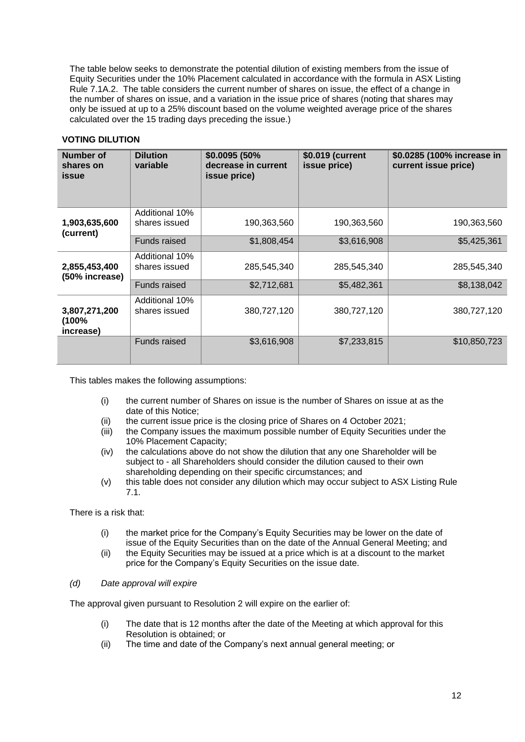The table below seeks to demonstrate the potential dilution of existing members from the issue of Equity Securities under the 10% Placement calculated in accordance with the formula in ASX Listing Rule 7.1A.2. The table considers the current number of shares on issue, the effect of a change in the number of shares on issue, and a variation in the issue price of shares (noting that shares may only be issued at up to a 25% discount based on the volume weighted average price of the shares calculated over the 15 trading days preceding the issue.)

**VOTING DILUTION**

| Number of shares on issue | Dilution variable | $0.0095 (50% decrease in current issue price) | $0.019 (current issue price) | $0.0285 (100% increase in current issue price) |
|---|---|---|---|---|
| **1,903,635,600 (current)** | Additional 10% shares issued | 190,363,560 | 190,363,560 | 190,363,560 |
| | Funds raised | $1,808,454 | $3,616,908 | $5,425,361 |
| **2,855,453,400 (50% increase)** | Additional 10% shares issued | 285,545,340 | 285,545,340 | 285,545,340 |
| | Funds raised | $2,712,681 | $5,482,361 | $8,138,042 |
| **3,807,271,200 (100% increase)** | Additional 10% shares issued | 380,727,120 | 380,727,120 | 380,727,120 |
| | Funds raised | $3,616,908 | $7,233,815 | $10,850,723 |

This tables makes the following assumptions:

(i) the current number of Shares on issue is the number of Shares on issue at as the date of this Notice;

(ii) the current issue price is the closing price of Shares on 4 October 2021;

(iii) the Company issues the maximum possible number of Equity Securities under the 10% Placement Capacity;

(iv) the calculations above do not show the dilution that any one Shareholder will be subject to - all Shareholders should consider the dilution caused to their own shareholding depending on their specific circumstances; and

(v) this table does not consider any dilution which may occur subject to ASX Listing Rule 7.1.

There is a risk that:

(i) the market price for the Company's Equity Securities may be lower on the date of issue of the Equity Securities than on the date of the Annual General Meeting; and

(ii) the Equity Securities may be issued at a price which is at a discount to the market price for the Company's Equity Securities on the issue date.

*(d) Date approval will expire*

The approval given pursuant to Resolution 2 will expire on the earlier of:

(i) The date that is 12 months after the date of the Meeting at which approval for this Resolution is obtained; or

(ii) The time and date of the Company's next annual general meeting; or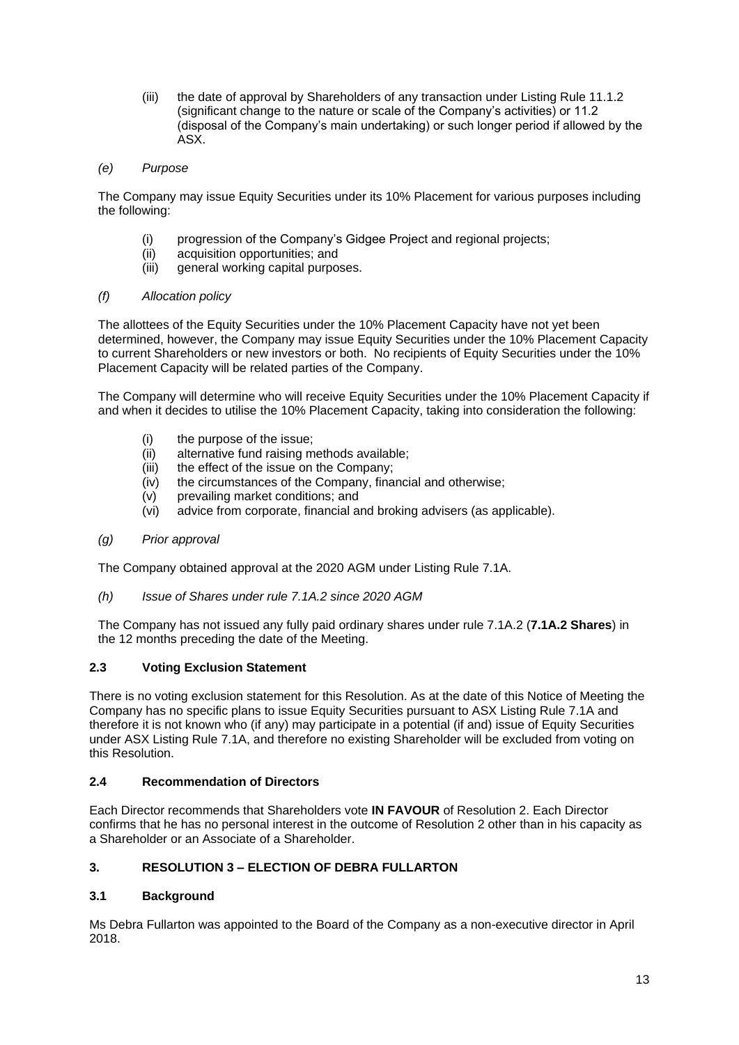(iii) the date of approval by Shareholders of any transaction under Listing Rule 11.1.2 (significant change to the nature or scale of the Company's activities) or 11.2 (disposal of the Company's main undertaking) or such longer period if allowed by the ASX.

*(e) Purpose*

The Company may issue Equity Securities under its 10% Placement for various purposes including the following:

(i) progression of the Company's Gidgee Project and regional projects;
(ii) acquisition opportunities; and
(iii) general working capital purposes.

*(f) Allocation policy*

The allottees of the Equity Securities under the 10% Placement Capacity have not yet been determined, however, the Company may issue Equity Securities under the 10% Placement Capacity to current Shareholders or new investors or both. No recipients of Equity Securities under the 10% Placement Capacity will be related parties of the Company.

The Company will determine who will receive Equity Securities under the 10% Placement Capacity if and when it decides to utilise the 10% Placement Capacity, taking into consideration the following:

(i) the purpose of the issue;
(ii) alternative fund raising methods available;
(iii) the effect of the issue on the Company;
(iv) the circumstances of the Company, financial and otherwise;
(v) prevailing market conditions; and
(vi) advice from corporate, financial and broking advisers (as applicable).

*(g) Prior approval*

The Company obtained approval at the 2020 AGM under Listing Rule 7.1A.

*(h) Issue of Shares under rule 7.1A.2 since 2020 AGM*

The Company has not issued any fully paid ordinary shares under rule 7.1A.2 (**7.1A.2 Shares**) in the 12 months preceding the date of the Meeting.

### 2.3 Voting Exclusion Statement

There is no voting exclusion statement for this Resolution. As at the date of this Notice of Meeting the Company has no specific plans to issue Equity Securities pursuant to ASX Listing Rule 7.1A and therefore it is not known who (if any) may participate in a potential (if and) issue of Equity Securities under ASX Listing Rule 7.1A, and therefore no existing Shareholder will be excluded from voting on this Resolution.

### 2.4 Recommendation of Directors

Each Director recommends that Shareholders vote **IN FAVOUR** of Resolution 2. Each Director confirms that he has no personal interest in the outcome of Resolution 2 other than in his capacity as a Shareholder or an Associate of a Shareholder.

## 3. RESOLUTION 3 – ELECTION OF DEBRA FULLARTON

### 3.1 Background

Ms Debra Fullarton was appointed to the Board of the Company as a non-executive director in April 2018.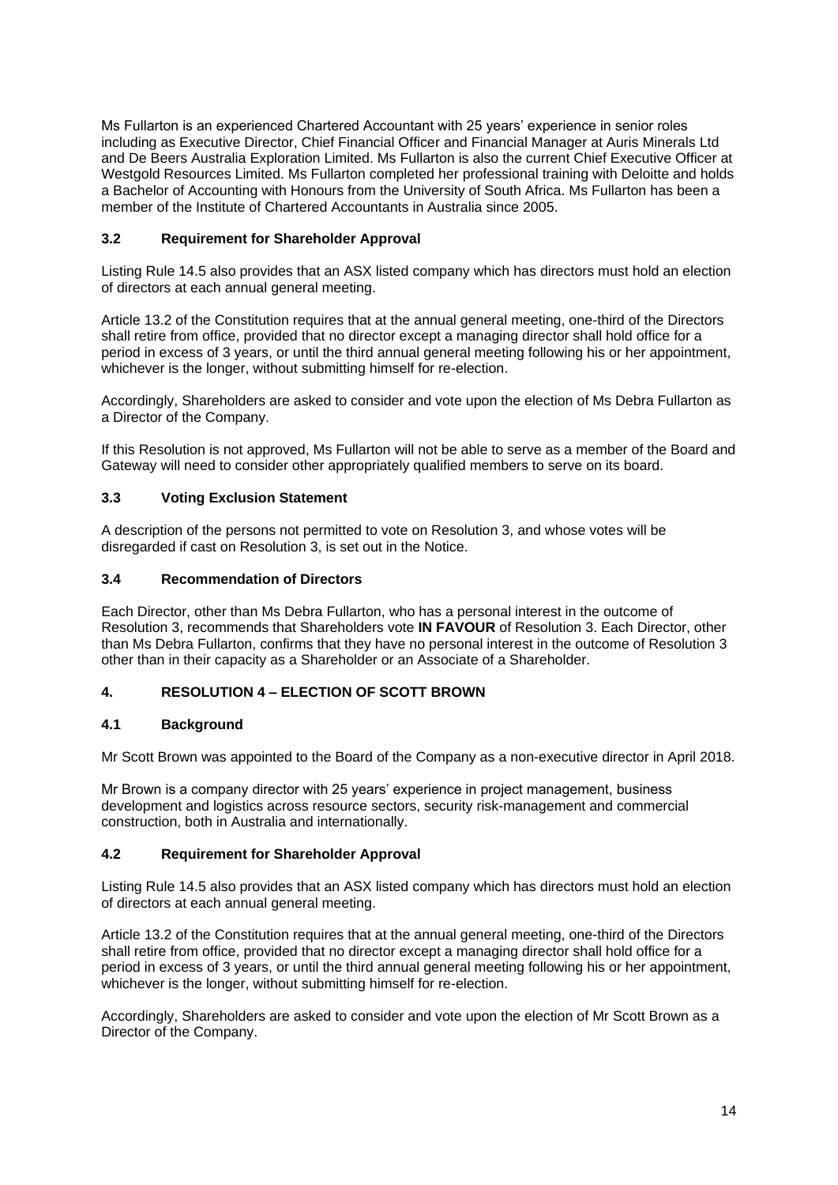Ms Fullarton is an experienced Chartered Accountant with 25 years' experience in senior roles including as Executive Director, Chief Financial Officer and Financial Manager at Auris Minerals Ltd and De Beers Australia Exploration Limited. Ms Fullarton is also the current Chief Executive Officer at Westgold Resources Limited. Ms Fullarton completed her professional training with Deloitte and holds a Bachelor of Accounting with Honours from the University of South Africa. Ms Fullarton has been a member of the Institute of Chartered Accountants in Australia since 2005.

### 3.2 Requirement for Shareholder Approval

Listing Rule 14.5 also provides that an ASX listed company which has directors must hold an election of directors at each annual general meeting.

Article 13.2 of the Constitution requires that at the annual general meeting, one-third of the Directors shall retire from office, provided that no director except a managing director shall hold office for a period in excess of 3 years, or until the third annual general meeting following his or her appointment, whichever is the longer, without submitting himself for re-election.

Accordingly, Shareholders are asked to consider and vote upon the election of Ms Debra Fullarton as a Director of the Company.

If this Resolution is not approved, Ms Fullarton will not be able to serve as a member of the Board and Gateway will need to consider other appropriately qualified members to serve on its board.

### 3.3 Voting Exclusion Statement

A description of the persons not permitted to vote on Resolution 3, and whose votes will be disregarded if cast on Resolution 3, is set out in the Notice.

### 3.4 Recommendation of Directors

Each Director, other than Ms Debra Fullarton, who has a personal interest in the outcome of Resolution 3, recommends that Shareholders vote **IN FAVOUR** of Resolution 3. Each Director, other than Ms Debra Fullarton, confirms that they have no personal interest in the outcome of Resolution 3 other than in their capacity as a Shareholder or an Associate of a Shareholder.

## 4. RESOLUTION 4 – ELECTION OF SCOTT BROWN

### 4.1 Background

Mr Scott Brown was appointed to the Board of the Company as a non-executive director in April 2018.

Mr Brown is a company director with 25 years' experience in project management, business development and logistics across resource sectors, security risk-management and commercial construction, both in Australia and internationally.

### 4.2 Requirement for Shareholder Approval

Listing Rule 14.5 also provides that an ASX listed company which has directors must hold an election of directors at each annual general meeting.

Article 13.2 of the Constitution requires that at the annual general meeting, one-third of the Directors shall retire from office, provided that no director except a managing director shall hold office for a period in excess of 3 years, or until the third annual general meeting following his or her appointment, whichever is the longer, without submitting himself for re-election.

Accordingly, Shareholders are asked to consider and vote upon the election of Mr Scott Brown as a Director of the Company.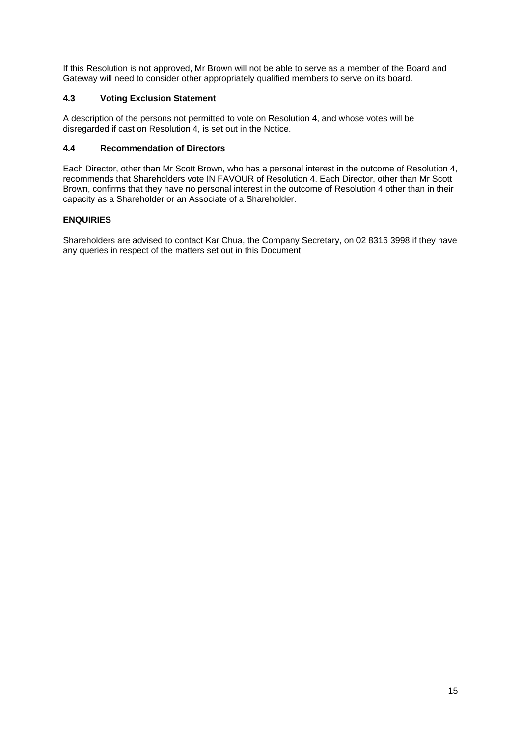If this Resolution is not approved, Mr Brown will not be able to serve as a member of the Board and Gateway will need to consider other appropriately qualified members to serve on its board.

### 4.3 Voting Exclusion Statement

A description of the persons not permitted to vote on Resolution 4, and whose votes will be disregarded if cast on Resolution 4, is set out in the Notice.

### 4.4 Recommendation of Directors

Each Director, other than Mr Scott Brown, who has a personal interest in the outcome of Resolution 4, recommends that Shareholders vote IN FAVOUR of Resolution 4. Each Director, other than Mr Scott Brown, confirms that they have no personal interest in the outcome of Resolution 4 other than in their capacity as a Shareholder or an Associate of a Shareholder.

## ENQUIRIES

Shareholders are advised to contact Kar Chua, the Company Secretary, on 02 8316 3998 if they have any queries in respect of the matters set out in this Document.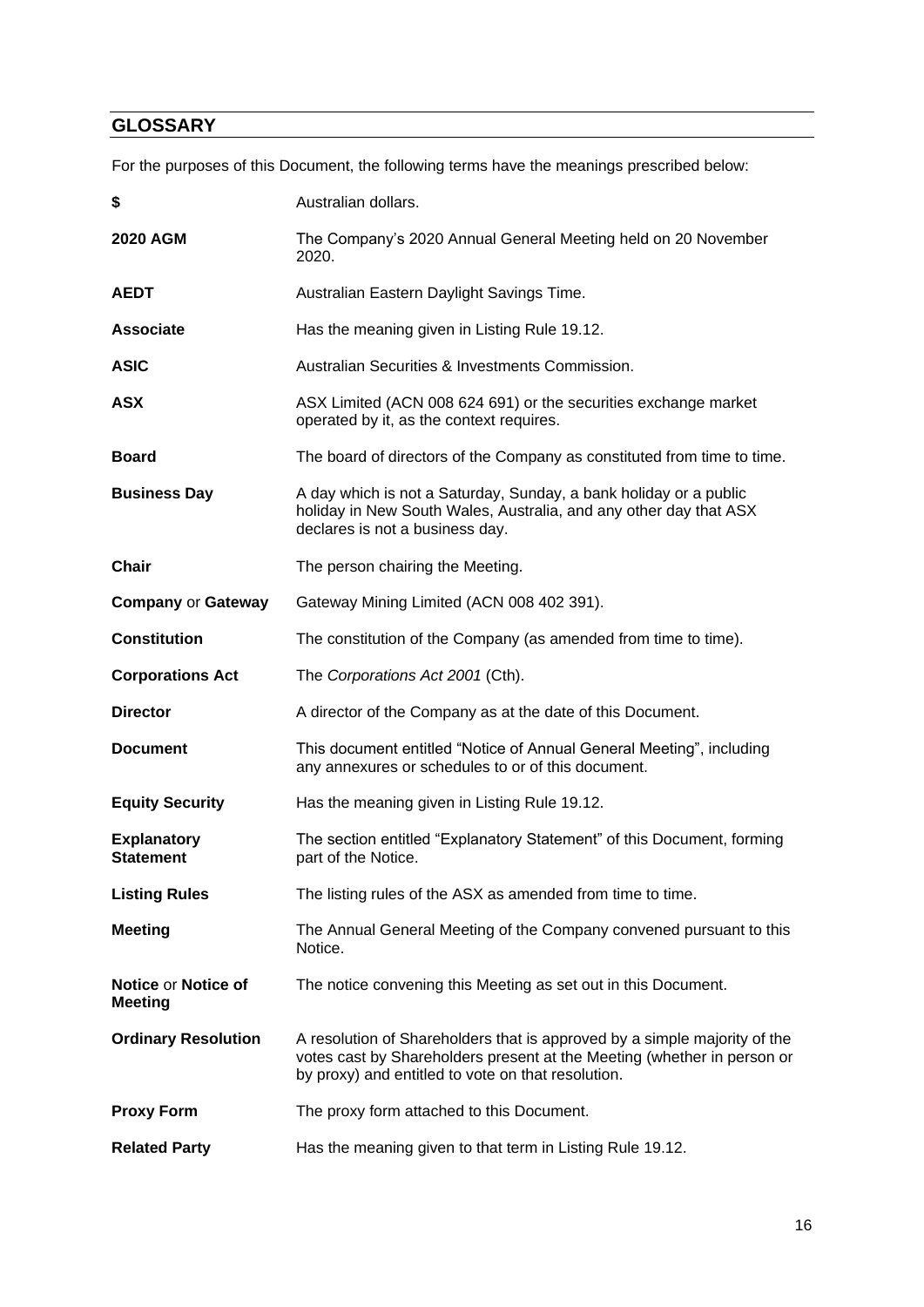## GLOSSARY

For the purposes of this Document, the following terms have the meanings prescribed below:

| | |
|---|---|
| **$** | Australian dollars. |
| **2020 AGM** | The Company's 2020 Annual General Meeting held on 20 November 2020. |
| **AEDT** | Australian Eastern Daylight Savings Time. |
| **Associate** | Has the meaning given in Listing Rule 19.12. |
| **ASIC** | Australian Securities & Investments Commission. |
| **ASX** | ASX Limited (ACN 008 624 691) or the securities exchange market operated by it, as the context requires. |
| **Board** | The board of directors of the Company as constituted from time to time. |
| **Business Day** | A day which is not a Saturday, Sunday, a bank holiday or a public holiday in New South Wales, Australia, and any other day that ASX declares is not a business day. |
| **Chair** | The person chairing the Meeting. |
| **Company** or **Gateway** | Gateway Mining Limited (ACN 008 402 391). |
| **Constitution** | The constitution of the Company (as amended from time to time). |
| **Corporations Act** | The *Corporations Act 2001* (Cth). |
| **Director** | A director of the Company as at the date of this Document. |
| **Document** | This document entitled "Notice of Annual General Meeting", including any annexures or schedules to or of this document. |
| **Equity Security** | Has the meaning given in Listing Rule 19.12. |
| **Explanatory Statement** | The section entitled "Explanatory Statement" of this Document, forming part of the Notice. |
| **Listing Rules** | The listing rules of the ASX as amended from time to time. |
| **Meeting** | The Annual General Meeting of the Company convened pursuant to this Notice. |
| **Notice** or **Notice of Meeting** | The notice convening this Meeting as set out in this Document. |
| **Ordinary Resolution** | A resolution of Shareholders that is approved by a simple majority of the votes cast by Shareholders present at the Meeting (whether in person or by proxy) and entitled to vote on that resolution. |
| **Proxy Form** | The proxy form attached to this Document. |
| **Related Party** | Has the meaning given to that term in Listing Rule 19.12. |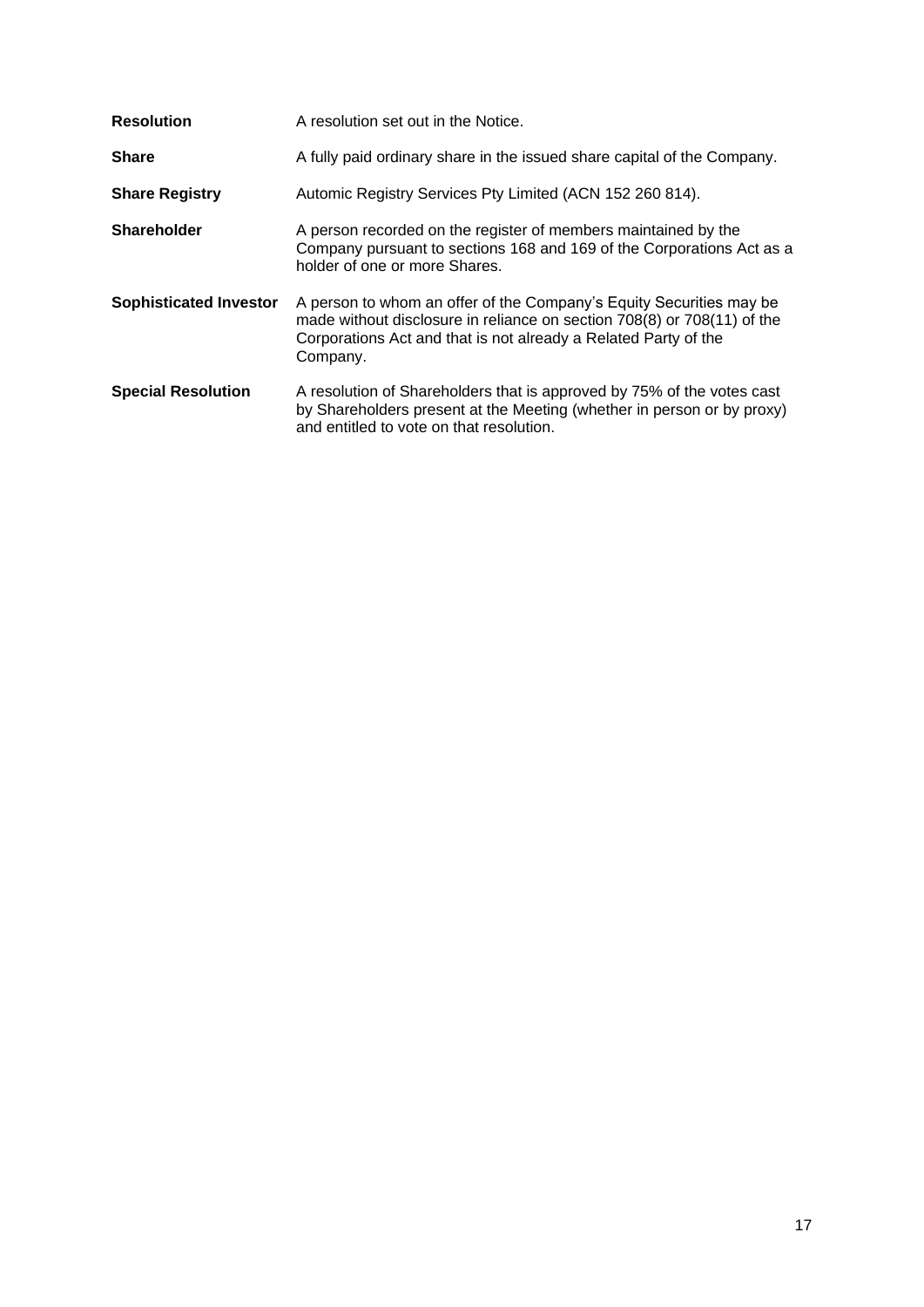| | |
|---|---|
| **Resolution** | A resolution set out in the Notice. |
| **Share** | A fully paid ordinary share in the issued share capital of the Company. |
| **Share Registry** | Automic Registry Services Pty Limited (ACN 152 260 814). |
| **Shareholder** | A person recorded on the register of members maintained by the Company pursuant to sections 168 and 169 of the Corporations Act as a holder of one or more Shares. |
| **Sophisticated Investor** | A person to whom an offer of the Company's Equity Securities may be made without disclosure in reliance on section 708(8) or 708(11) of the Corporations Act and that is not already a Related Party of the Company. |
| **Special Resolution** | A resolution of Shareholders that is approved by 75% of the votes cast by Shareholders present at the Meeting (whether in person or by proxy) and entitled to vote on that resolution. |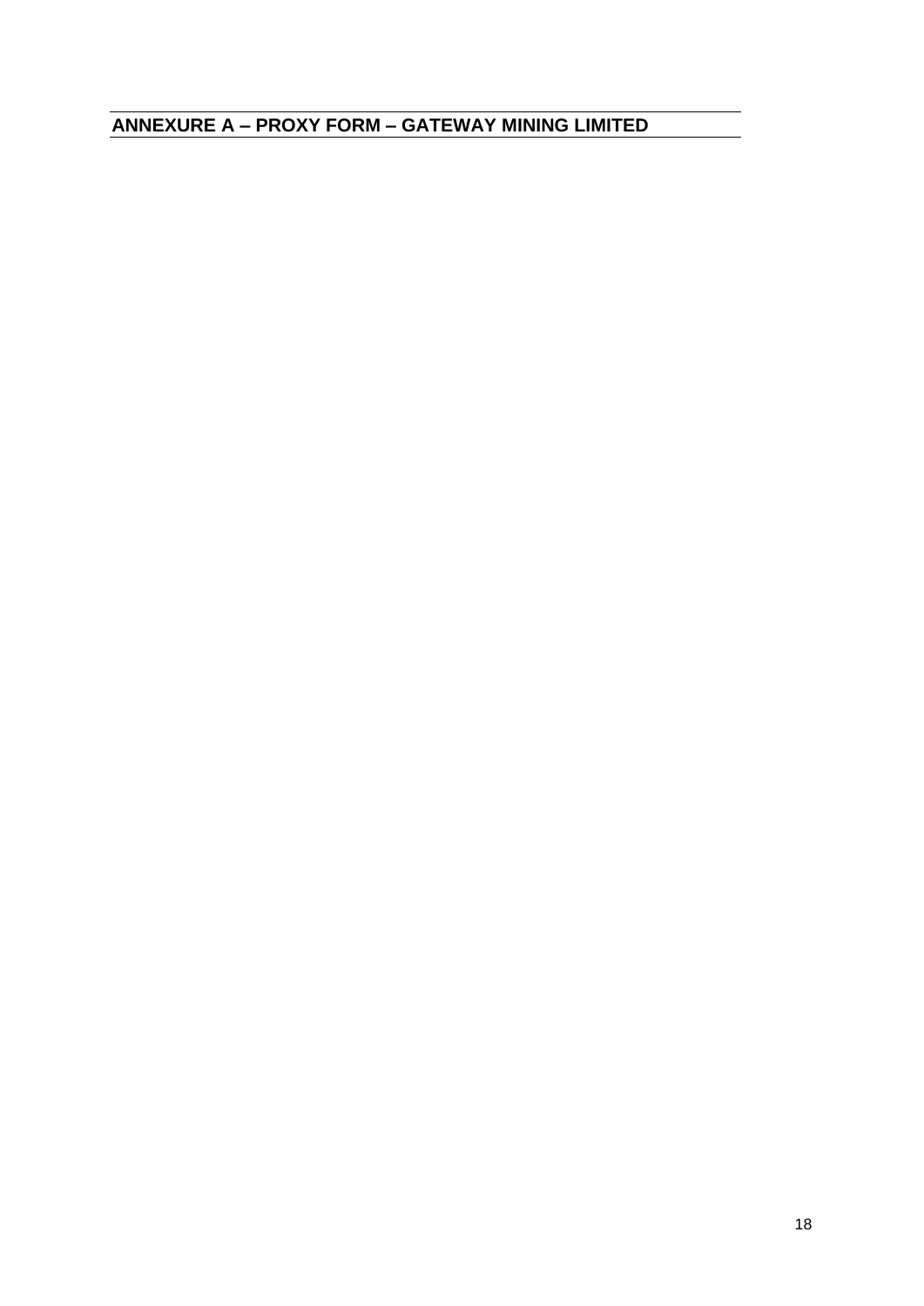## ANNEXURE A – PROXY FORM – GATEWAY MINING LIMITED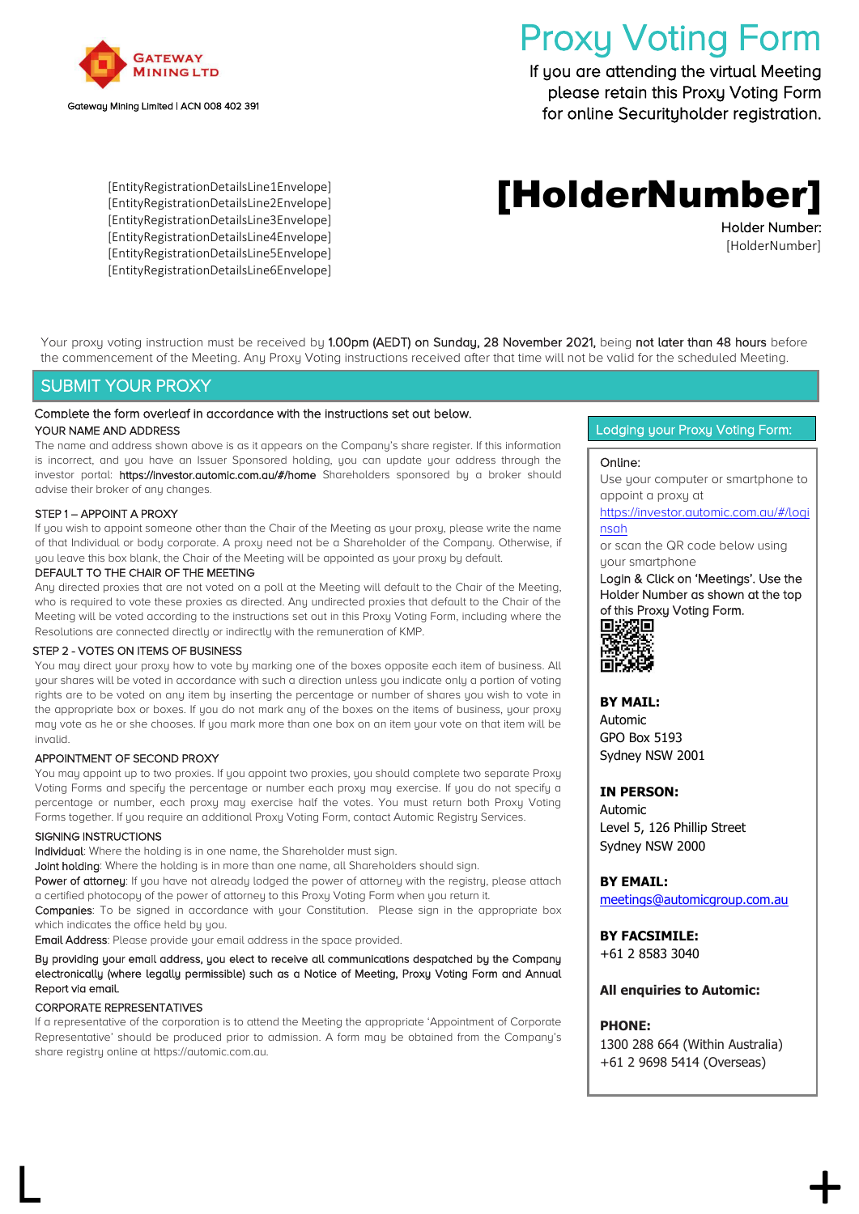Gateway Mining Limited | ACN 008 402 391

# Proxy Voting Form

If you are attending the virtual Meeting please retain this Proxy Voting Form for online Securityholder registration.

[EntityRegistrationDetailsLine1Envelope]
[EntityRegistrationDetailsLine2Envelope]
[EntityRegistrationDetailsLine3Envelope]
[EntityRegistrationDetailsLine4Envelope]
[EntityRegistrationDetailsLine5Envelope]
[EntityRegistrationDetailsLine6Envelope]

**[HolderNumber]**

Holder Number:
[HolderNumber]

Your proxy voting instruction must be received by **1.00pm (AEDT) on Sunday, 28 November 2021,** being **not later than 48 hours** before the commencement of the Meeting. Any Proxy Voting instructions received after that time will not be valid for the scheduled Meeting.

## SUBMIT YOUR PROXY

Complete the form overleaf in accordance with the instructions set out below.

### YOUR NAME AND ADDRESS

The name and address shown above is as it appears on the Company's share register. If this information is incorrect, and you have an Issuer Sponsored holding, you can update your address through the investor portal: https://investor.automic.com.au/#/home Shareholders sponsored by a broker should advise their broker of any changes.

### STEP 1 – APPOINT A PROXY

If you wish to appoint someone other than the Chair of the Meeting as your proxy, please write the name of that Individual or body corporate. A proxy need not be a Shareholder of the Company. Otherwise, if you leave this box blank, the Chair of the Meeting will be appointed as your proxy by default.

### DEFAULT TO THE CHAIR OF THE MEETING

Any directed proxies that are not voted on a poll at the Meeting will default to the Chair of the Meeting, who is required to vote these proxies as directed. Any undirected proxies that default to the Chair of the Meeting will be voted according to the instructions set out in this Proxy Voting Form, including where the Resolutions are connected directly or indirectly with the remuneration of KMP.

### STEP 2 - VOTES ON ITEMS OF BUSINESS

You may direct your proxy how to vote by marking one of the boxes opposite each item of business. All your shares will be voted in accordance with such a direction unless you indicate only a portion of voting rights are to be voted on any item by inserting the percentage or number of shares you wish to vote in the appropriate box or boxes. If you do not mark any of the boxes on the items of business, your proxy may vote as he or she chooses. If you mark more than one box on an item your vote on that item will be invalid.

### APPOINTMENT OF SECOND PROXY

You may appoint up to two proxies. If you appoint two proxies, you should complete two separate Proxy Voting Forms and specify the percentage or number each proxy may exercise. If you do not specify a percentage or number, each proxy may exercise half the votes. You must return both Proxy Voting Forms together. If you require an additional Proxy Voting Form, contact Automic Registry Services.

### SIGNING INSTRUCTIONS

Individual: Where the holding is in one name, the Shareholder must sign.

Joint holding: Where the holding is in more than one name, all Shareholders should sign.

Power of attorney: If you have not already lodged the power of attorney with the registry, please attach a certified photocopy of the power of attorney to this Proxy Voting Form when you return it.

Companies: To be signed in accordance with your Constitution. Please sign in the appropriate box which indicates the office held by you.

Email Address: Please provide your email address in the space provided.

By providing your email address, you elect to receive all communications despatched by the Company electronically (where legally permissible) such as a Notice of Meeting, Proxy Voting Form and Annual Report via email.

### CORPORATE REPRESENTATIVES

If a representative of the corporation is to attend the Meeting the appropriate 'Appointment of Corporate Representative' should be produced prior to admission. A form may be obtained from the Company's share registry online at https://automic.com.au.

### Lodging your Proxy Voting Form:

Online:
Use your computer or smartphone to appoint a proxy at
https://investor.automic.com.au/#/loginsah
or scan the QR code below using your smartphone
Login & Click on 'Meetings'. Use the Holder Number as shown at the top of this Proxy Voting Form.

**BY MAIL:**
Automic
GPO Box 5193
Sydney NSW 2001

**IN PERSON:**
Automic
Level 5, 126 Phillip Street
Sydney NSW 2000

**BY EMAIL:**
meetings@automicgroup.com.au

**BY FACSIMILE:**
+61 2 8583 3040

**All enquiries to Automic:**

**PHONE:**
1300 288 664 (Within Australia)
+61 2 9698 5414 (Overseas)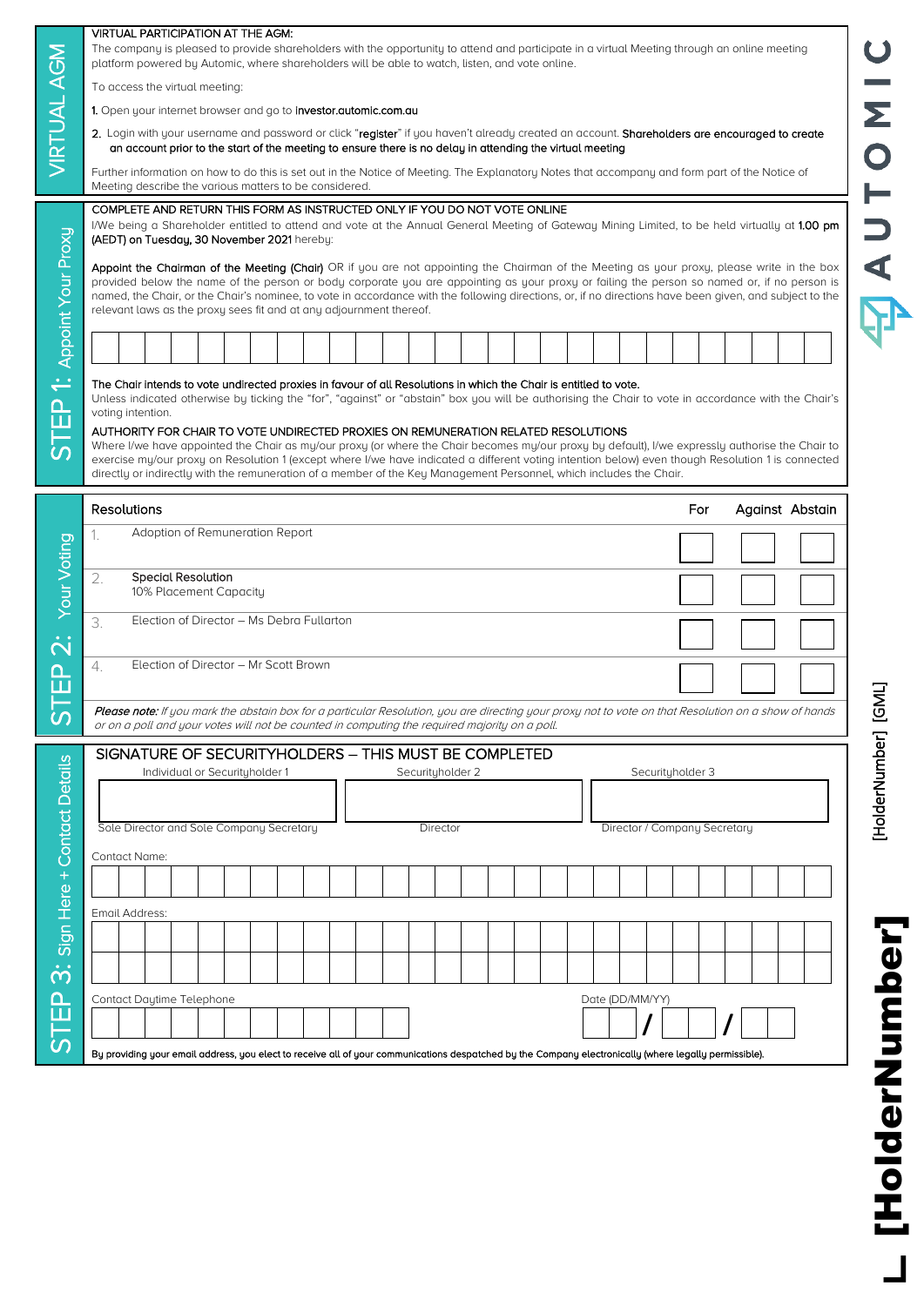## VIRTUAL AGM

**VIRTUAL PARTICIPATION AT THE AGM:**

The company is pleased to provide shareholders with the opportunity to attend and participate in a virtual Meeting through an online meeting platform powered by Automic, where shareholders will be able to watch, listen, and vote online.

To access the virtual meeting:

1. Open your internet browser and go to **investor.automic.com.au**
2. Login with your username and password or click "**register**" if you haven't already created an account. **Shareholders are encouraged to create an account prior to the start of the meeting to ensure there is no delay in attending the virtual meeting**

Further information on how to do this is set out in the Notice of Meeting. The Explanatory Notes that accompany and form part of the Notice of Meeting describe the various matters to be considered.

## STEP 1: Appoint Your Proxy

**COMPLETE AND RETURN THIS FORM AS INSTRUCTED ONLY IF YOU DO NOT VOTE ONLINE**

I/We being a Shareholder entitled to attend and vote at the Annual General Meeting of Gateway Mining Limited, to be held virtually at **1.00 pm (AEDT) on Tuesday, 30 November 2021** hereby:

**Appoint the Chairman of the Meeting (Chair)** OR if you are not appointing the Chairman of the Meeting as your proxy, please write in the box provided below the name of the person or body corporate you are appointing as your proxy or failing the person so named or, if no person is named, the Chair, or the Chair's nominee, to vote in accordance with the following directions, or, if no directions have been given, and subject to the relevant laws as the proxy sees fit and at any adjournment thereof.

**The Chair intends to vote undirected proxies in favour of all Resolutions in which the Chair is entitled to vote.**

Unless indicated otherwise by ticking the "for", "against" or "abstain" box you will be authorising the Chair to vote in accordance with the Chair's voting intention.

**AUTHORITY FOR CHAIR TO VOTE UNDIRECTED PROXIES ON REMUNERATION RELATED RESOLUTIONS**

Where I/we have appointed the Chair as my/our proxy (or where the Chair becomes my/our proxy by default), I/we expressly authorise the Chair to exercise my/our proxy on Resolution 1 (except where I/we have indicated a different voting intention below) even though Resolution 1 is connected directly or indirectly with the remuneration of a member of the Key Management Personnel, which includes the Chair.

## STEP 2: Your Voting

| Resolutions | | For | Against | Abstain |
|---|---|---|---|---|
| 1. | Adoption of Remuneration Report | | | |
| 2. | **Special Resolution** 10% Placement Capacity | | | |
| 3. | Election of Director – Ms Debra Fullarton | | | |
| 4. | Election of Director – Mr Scott Brown | | | |

***Please note:*** *If you mark the abstain box for a particular Resolution, you are directing your proxy not to vote on that Resolution on a show of hands or on a poll and your votes will not be counted in computing the required majority on a poll.*

## STEP 3: Sign Here + Contact Details

**SIGNATURE OF SECURITYHOLDERS – THIS MUST BE COMPLETED**

| Individual or Securityholder 1 | Securityholder 2 | Securityholder 3 |
|---|---|---|
| | | |
| Sole Director and Sole Company Secretary | Director | Director / Company Secretary |

Contact Name:

Email Address:

Contact Daytime Telephone

Date (DD/MM/YY) / /

**By providing your email address, you elect to receive all of your communications despatched by the Company electronically (where legally permissible).**

[HolderNumber] [GML]

[HolderNumber]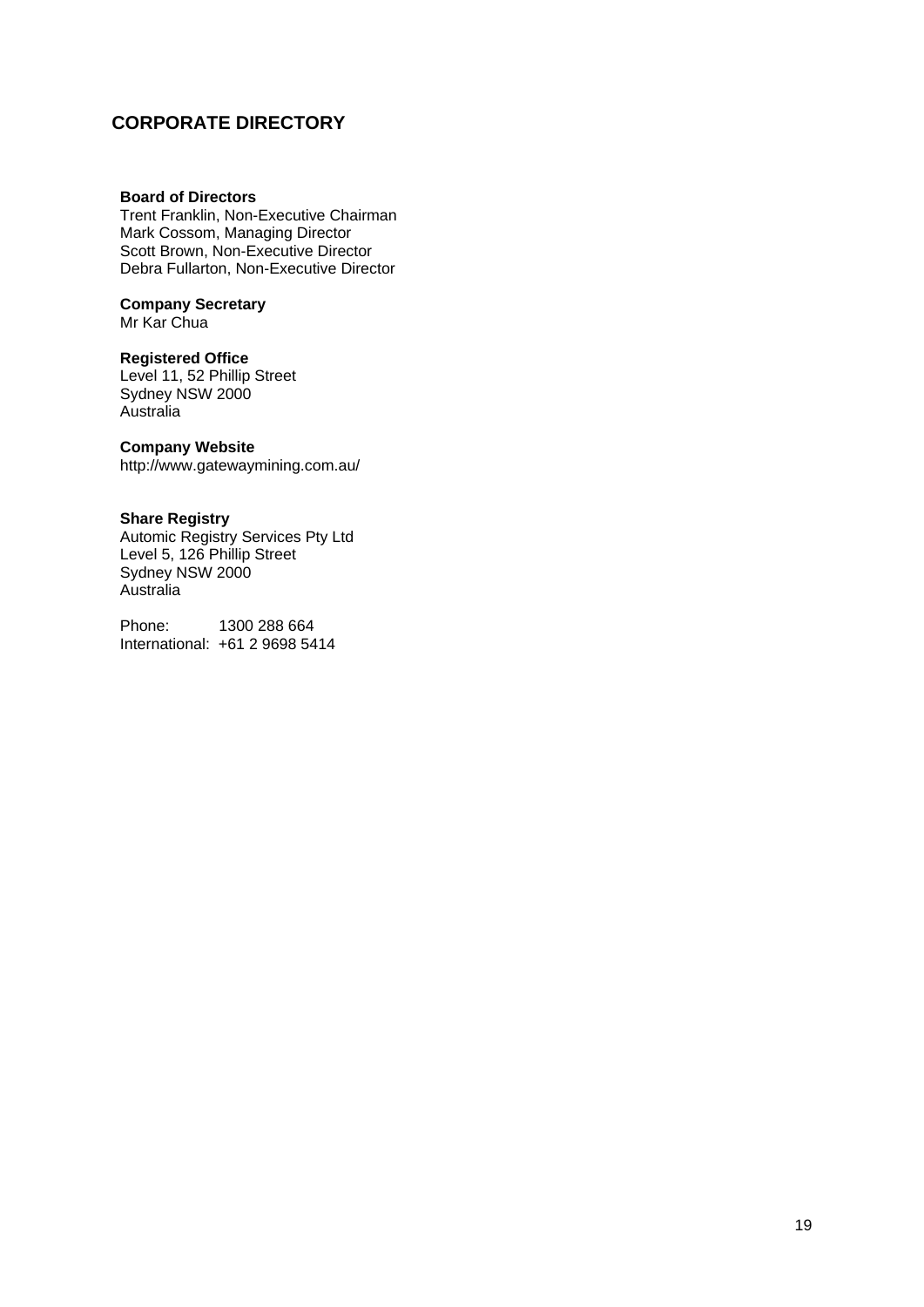# CORPORATE DIRECTORY

**Board of Directors**
Trent Franklin, Non-Executive Chairman
Mark Cossom, Managing Director
Scott Brown, Non-Executive Director
Debra Fullarton, Non-Executive Director

**Company Secretary**
Mr Kar Chua

**Registered Office**
Level 11, 52 Phillip Street
Sydney NSW 2000
Australia

**Company Website**
http://www.gatewaymining.com.au/

**Share Registry**
Automic Registry Services Pty Ltd
Level 5, 126 Phillip Street
Sydney NSW 2000
Australia

Phone: 1300 288 664
International: +61 2 9698 5414